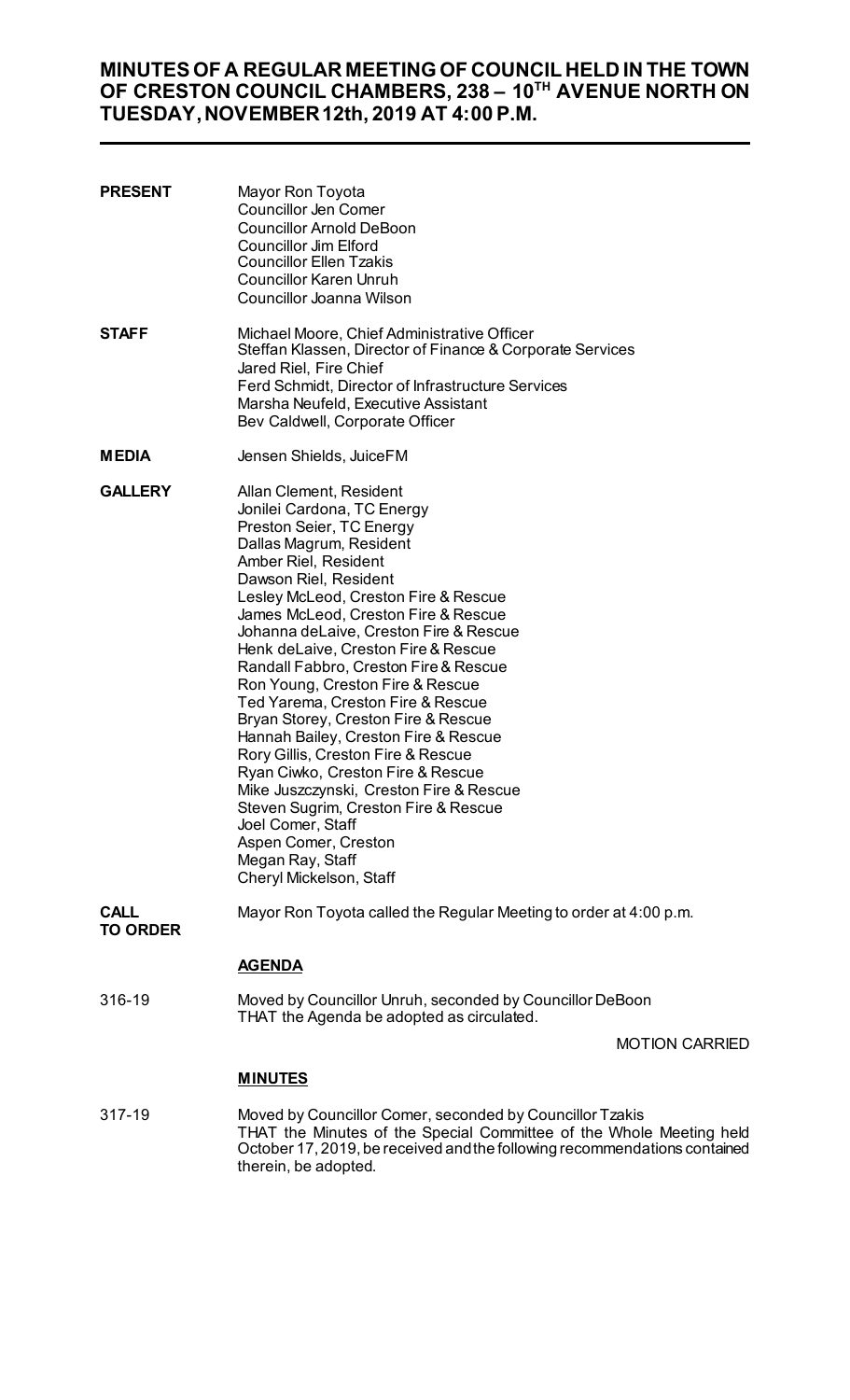# MINUTES OF A REGULAR MEETING OF COUNCIL HELD IN THE TOWN OF CRESTON COUNCIL CHAMBERS, 238 – 10TH AVENUE NORTH ON TUESDAY, NOVEMBER 12th, 2019 AT 4:00 P.M.

**PRESENT**

Mayor Ron Toyota
Councillor Jen Comer
Councillor Arnold DeBoon
Councillor Jim Elford
Councillor Ellen Tzakis
Councillor Karen Unruh
Councillor Joanna Wilson

**STAFF**

Michael Moore, Chief Administrative Officer
Steffan Klassen, Director of Finance & Corporate Services
Jared Riel, Fire Chief
Ferd Schmidt, Director of Infrastructure Services
Marsha Neufeld, Executive Assistant
Bev Caldwell, Corporate Officer

**MEDIA**

Jensen Shields, JuiceFM

**GALLERY**

Allan Clement, Resident
Jonilei Cardona, TC Energy
Preston Seier, TC Energy
Dallas Magrum, Resident
Amber Riel, Resident
Dawson Riel, Resident
Lesley McLeod, Creston Fire & Rescue
James McLeod, Creston Fire & Rescue
Johanna deLaive, Creston Fire & Rescue
Henk deLaive, Creston Fire & Rescue
Randall Fabbro, Creston Fire & Rescue
Ron Young, Creston Fire & Rescue
Ted Yarema, Creston Fire & Rescue
Bryan Storey, Creston Fire & Rescue
Hannah Bailey, Creston Fire & Rescue
Rory Gillis, Creston Fire & Rescue
Ryan Ciwko, Creston Fire & Rescue
Mike Juszczynski, Creston Fire & Rescue
Steven Sugrim, Creston Fire & Rescue
Joel Comer, Staff
Aspen Comer, Creston
Megan Ray, Staff
Cheryl Mickelson, Staff

**CALL TO ORDER**

Mayor Ron Toyota called the Regular Meeting to order at 4:00 p.m.

## AGENDA

316-19

Moved by Councillor Unruh, seconded by Councillor DeBoon
THAT the Agenda be adopted as circulated.

MOTION CARRIED

## MINUTES

317-19

Moved by Councillor Comer, seconded by Councillor Tzakis
THAT the Minutes of the Special Committee of the Whole Meeting held October 17, 2019, be received and the following recommendations contained therein, be adopted.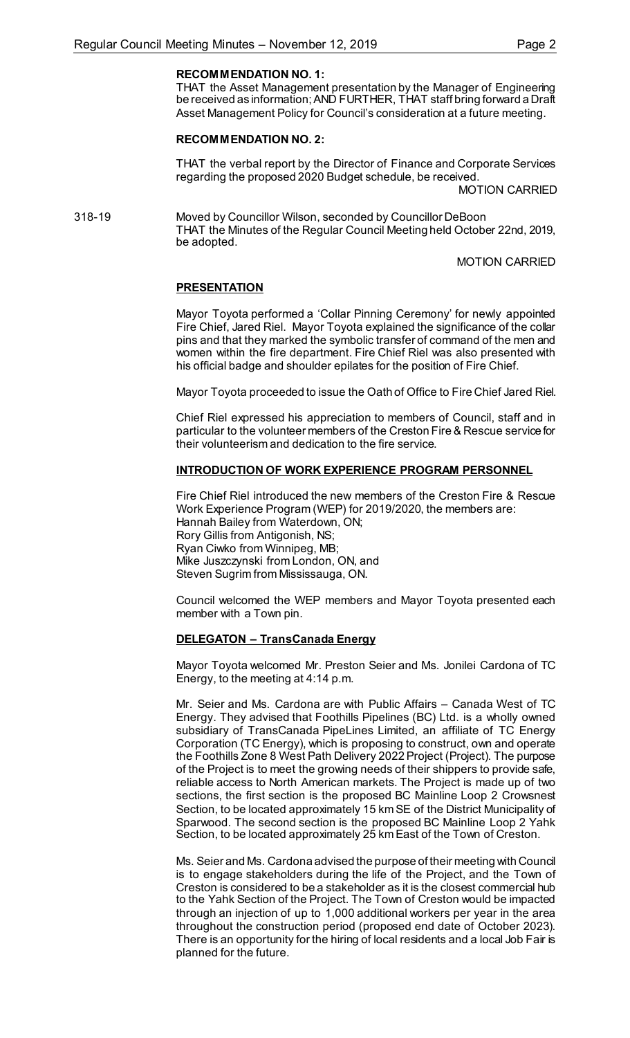**RECOMMENDATION NO. 1:**

THAT the Asset Management presentation by the Manager of Engineering be received as information; AND FURTHER, THAT staff bring forward a Draft Asset Management Policy for Council's consideration at a future meeting.

**RECOMMENDATION NO. 2:**

THAT the verbal report by the Director of Finance and Corporate Services regarding the proposed 2020 Budget schedule, be received.

MOTION CARRIED

318-19 Moved by Councillor Wilson, seconded by Councillor DeBoon
THAT the Minutes of the Regular Council Meeting held October 22nd, 2019, be adopted.

MOTION CARRIED

**PRESENTATION**

Mayor Toyota performed a 'Collar Pinning Ceremony' for newly appointed Fire Chief, Jared Riel. Mayor Toyota explained the significance of the collar pins and that they marked the symbolic transfer of command of the men and women within the fire department. Fire Chief Riel was also presented with his official badge and shoulder epilates for the position of Fire Chief.

Mayor Toyota proceeded to issue the Oath of Office to Fire Chief Jared Riel.

Chief Riel expressed his appreciation to members of Council, staff and in particular to the volunteer members of the Creston Fire & Rescue service for their volunteerism and dedication to the fire service.

**INTRODUCTION OF WORK EXPERIENCE PROGRAM PERSONNEL**

Fire Chief Riel introduced the new members of the Creston Fire & Rescue Work Experience Program (WEP) for 2019/2020, the members are:
Hannah Bailey from Waterdown, ON;
Rory Gillis from Antigonish, NS;
Ryan Ciwko from Winnipeg, MB;
Mike Juszczynski from London, ON, and
Steven Sugrim from Mississauga, ON.

Council welcomed the WEP members and Mayor Toyota presented each member with a Town pin.

**DELEGATON – TransCanada Energy**

Mayor Toyota welcomed Mr. Preston Seier and Ms. Jonilei Cardona of TC Energy, to the meeting at 4:14 p.m.

Mr. Seier and Ms. Cardona are with Public Affairs – Canada West of TC Energy. They advised that Foothills Pipelines (BC) Ltd. is a wholly owned subsidiary of TransCanada PipeLines Limited, an affiliate of TC Energy Corporation (TC Energy), which is proposing to construct, own and operate the Foothills Zone 8 West Path Delivery 2022 Project (Project). The purpose of the Project is to meet the growing needs of their shippers to provide safe, reliable access to North American markets. The Project is made up of two sections, the first section is the proposed BC Mainline Loop 2 Crowsnest Section, to be located approximately 15 km SE of the District Municipality of Sparwood. The second section is the proposed BC Mainline Loop 2 Yahk Section, to be located approximately 25 km East of the Town of Creston.

Ms. Seier and Ms. Cardona advised the purpose of their meeting with Council is to engage stakeholders during the life of the Project, and the Town of Creston is considered to be a stakeholder as it is the closest commercial hub to the Yahk Section of the Project. The Town of Creston would be impacted through an injection of up to 1,000 additional workers per year in the area throughout the construction period (proposed end date of October 2023). There is an opportunity for the hiring of local residents and a local Job Fair is planned for the future.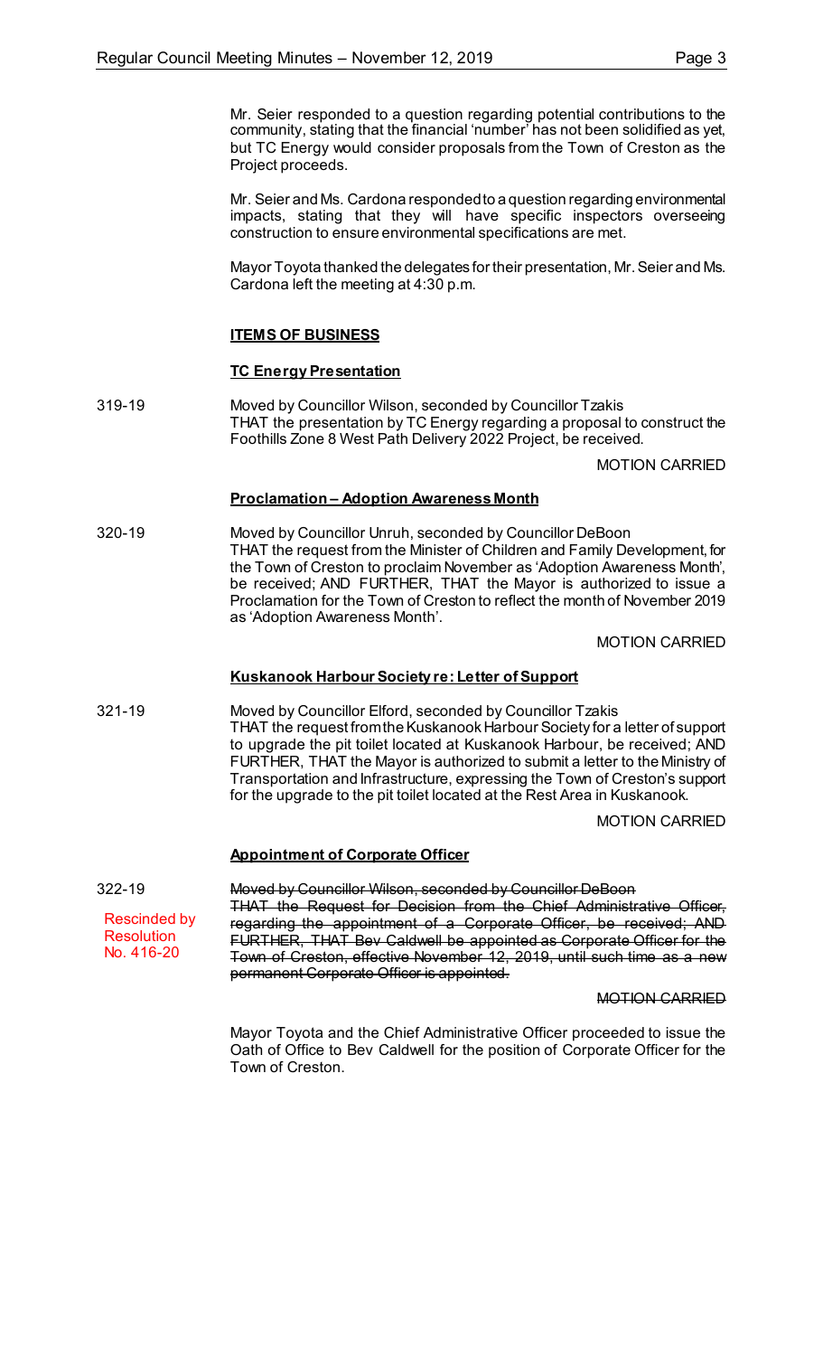Mr. Seier responded to a question regarding potential contributions to the community, stating that the financial 'number' has not been solidified as yet, but TC Energy would consider proposals from the Town of Creston as the Project proceeds.

Mr. Seier and Ms. Cardona responded to a question regarding environmental impacts, stating that they will have specific inspectors overseeing construction to ensure environmental specifications are met.

Mayor Toyota thanked the delegates for their presentation, Mr. Seier and Ms. Cardona left the meeting at 4:30 p.m.

## ITEMS OF BUSINESS

### TC Energy Presentation

319-19

Moved by Councillor Wilson, seconded by Councillor Tzakis
THAT the presentation by TC Energy regarding a proposal to construct the Foothills Zone 8 West Path Delivery 2022 Project, be received.

MOTION CARRIED

### Proclamation – Adoption Awareness Month

320-19

Moved by Councillor Unruh, seconded by Councillor DeBoon
THAT the request from the Minister of Children and Family Development, for the Town of Creston to proclaim November as 'Adoption Awareness Month', be received; AND FURTHER, THAT the Mayor is authorized to issue a Proclamation for the Town of Creston to reflect the month of November 2019 as 'Adoption Awareness Month'.

MOTION CARRIED

### Kuskanook Harbour Society re: Letter of Support

321-19

Moved by Councillor Elford, seconded by Councillor Tzakis
THAT the request from the Kuskanook Harbour Society for a letter of support to upgrade the pit toilet located at Kuskanook Harbour, be received; AND FURTHER, THAT the Mayor is authorized to submit a letter to the Ministry of Transportation and Infrastructure, expressing the Town of Creston's support for the upgrade to the pit toilet located at the Rest Area in Kuskanook.

MOTION CARRIED

### Appointment of Corporate Officer

322-19

Rescinded by Resolution No. 416-20

~~Moved by Councillor Wilson, seconded by Councillor DeBoon~~
~~THAT the Request for Decision from the Chief Administrative Officer, regarding the appointment of a Corporate Officer, be received; AND FURTHER, THAT Bev Caldwell be appointed as Corporate Officer for the Town of Creston, effective November 12, 2019, until such time as a new permanent Corporate Officer is appointed.~~

~~MOTION CARRIED~~

Mayor Toyota and the Chief Administrative Officer proceeded to issue the Oath of Office to Bev Caldwell for the position of Corporate Officer for the Town of Creston.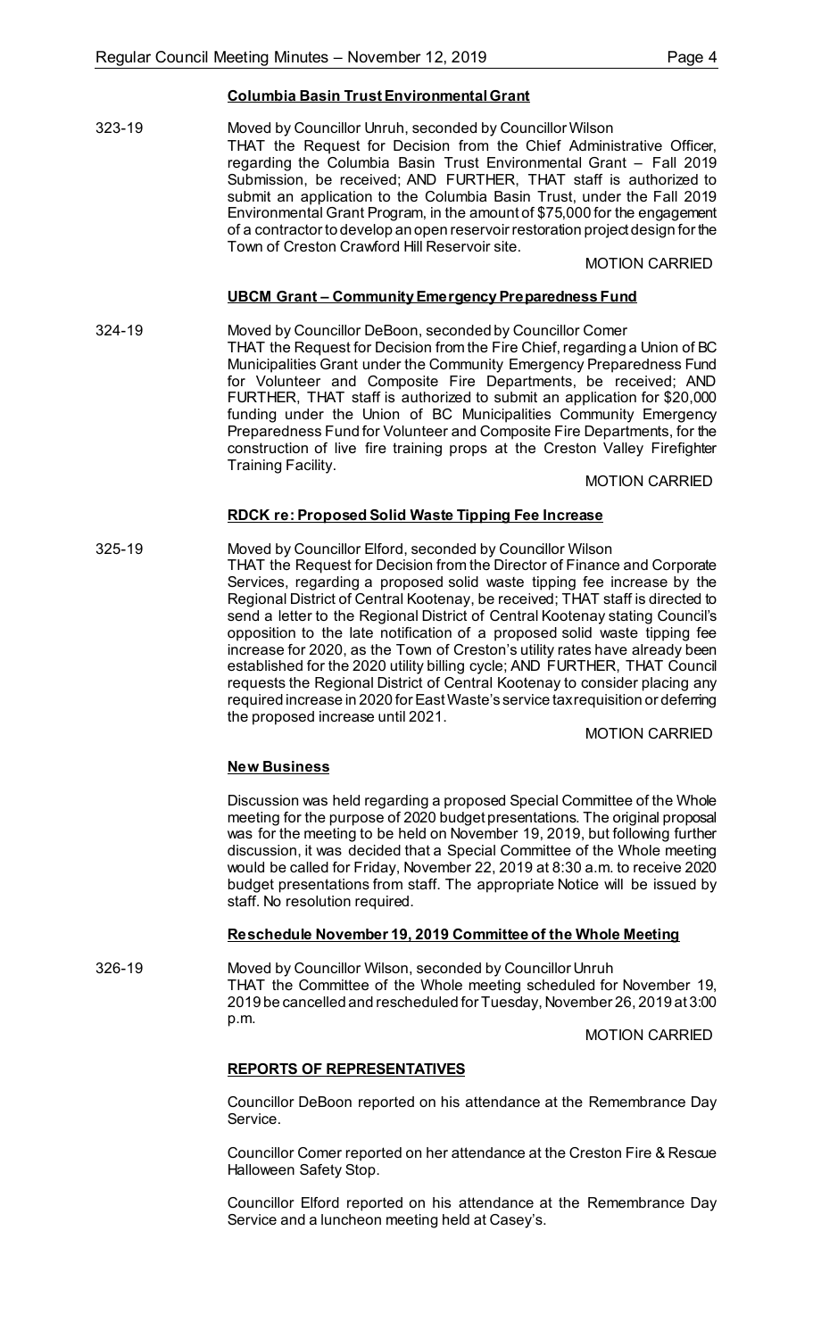**Columbia Basin Trust Environmental Grant**

323-19 Moved by Councillor Unruh, seconded by Councillor Wilson
THAT the Request for Decision from the Chief Administrative Officer, regarding the Columbia Basin Trust Environmental Grant – Fall 2019 Submission, be received; AND FURTHER, THAT staff is authorized to submit an application to the Columbia Basin Trust, under the Fall 2019 Environmental Grant Program, in the amount of $75,000 for the engagement of a contractor to develop an open reservoir restoration project design for the Town of Creston Crawford Hill Reservoir site.

MOTION CARRIED

**UBCM Grant – Community Emergency Preparedness Fund**

324-19 Moved by Councillor DeBoon, seconded by Councillor Comer
THAT the Request for Decision from the Fire Chief, regarding a Union of BC Municipalities Grant under the Community Emergency Preparedness Fund for Volunteer and Composite Fire Departments, be received; AND FURTHER, THAT staff is authorized to submit an application for $20,000 funding under the Union of BC Municipalities Community Emergency Preparedness Fund for Volunteer and Composite Fire Departments, for the construction of live fire training props at the Creston Valley Firefighter Training Facility.

MOTION CARRIED

**RDCK re: Proposed Solid Waste Tipping Fee Increase**

325-19 Moved by Councillor Elford, seconded by Councillor Wilson
THAT the Request for Decision from the Director of Finance and Corporate Services, regarding a proposed solid waste tipping fee increase by the Regional District of Central Kootenay, be received; THAT staff is directed to send a letter to the Regional District of Central Kootenay stating Council's opposition to the late notification of a proposed solid waste tipping fee increase for 2020, as the Town of Creston's utility rates have already been established for the 2020 utility billing cycle; AND FURTHER, THAT Council requests the Regional District of Central Kootenay to consider placing any required increase in 2020 for East Waste's service tax requisition or deferring the proposed increase until 2021.

MOTION CARRIED

**New Business**

Discussion was held regarding a proposed Special Committee of the Whole meeting for the purpose of 2020 budget presentations. The original proposal was for the meeting to be held on November 19, 2019, but following further discussion, it was decided that a Special Committee of the Whole meeting would be called for Friday, November 22, 2019 at 8:30 a.m. to receive 2020 budget presentations from staff. The appropriate Notice will be issued by staff. No resolution required.

**Reschedule November 19, 2019 Committee of the Whole Meeting**

326-19 Moved by Councillor Wilson, seconded by Councillor Unruh
THAT the Committee of the Whole meeting scheduled for November 19, 2019 be cancelled and rescheduled for Tuesday, November 26, 2019 at 3:00 p.m.

MOTION CARRIED

**REPORTS OF REPRESENTATIVES**

Councillor DeBoon reported on his attendance at the Remembrance Day Service.

Councillor Comer reported on her attendance at the Creston Fire & Rescue Halloween Safety Stop.

Councillor Elford reported on his attendance at the Remembrance Day Service and a luncheon meeting held at Casey's.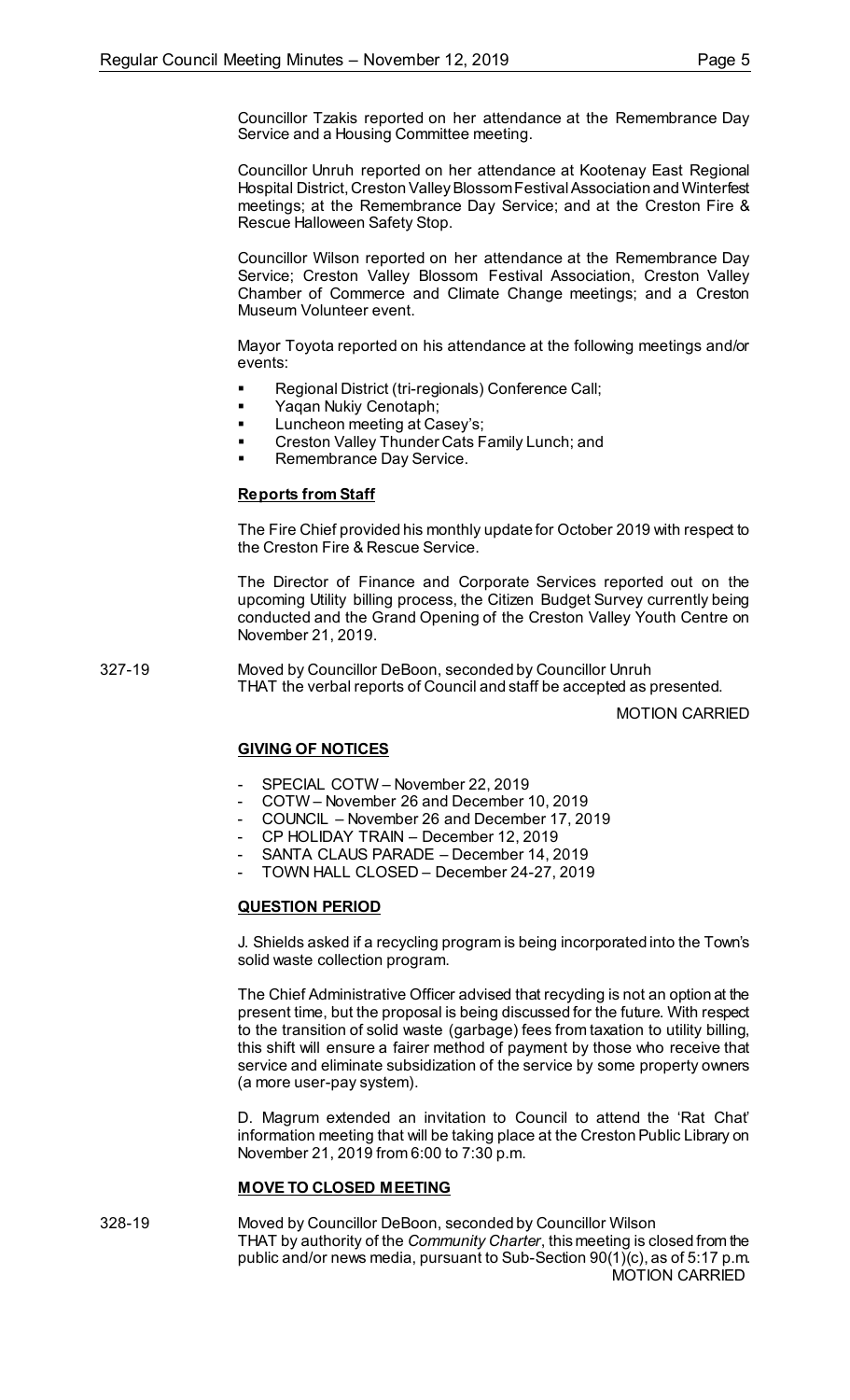Councillor Tzakis reported on her attendance at the Remembrance Day Service and a Housing Committee meeting.

Councillor Unruh reported on her attendance at Kootenay East Regional Hospital District, Creston Valley Blossom Festival Association and Winterfest meetings; at the Remembrance Day Service; and at the Creston Fire & Rescue Halloween Safety Stop.

Councillor Wilson reported on her attendance at the Remembrance Day Service; Creston Valley Blossom Festival Association, Creston Valley Chamber of Commerce and Climate Change meetings; and a Creston Museum Volunteer event.

Mayor Toyota reported on his attendance at the following meetings and/or events:

- Regional District (tri-regionals) Conference Call;
- Yaqan Nukiy Cenotaph;
- Luncheon meeting at Casey's;
- Creston Valley Thunder Cats Family Lunch; and
- Remembrance Day Service.

**Reports from Staff**

The Fire Chief provided his monthly update for October 2019 with respect to the Creston Fire & Rescue Service.

The Director of Finance and Corporate Services reported out on the upcoming Utility billing process, the Citizen Budget Survey currently being conducted and the Grand Opening of the Creston Valley Youth Centre on November 21, 2019.

327-19 Moved by Councillor DeBoon, seconded by Councillor Unruh
THAT the verbal reports of Council and staff be accepted as presented.

MOTION CARRIED

## GIVING OF NOTICES

- SPECIAL COTW – November 22, 2019
- COTW – November 26 and December 10, 2019
- COUNCIL – November 26 and December 17, 2019
- CP HOLIDAY TRAIN – December 12, 2019
- SANTA CLAUS PARADE – December 14, 2019
- TOWN HALL CLOSED – December 24-27, 2019

## QUESTION PERIOD

J. Shields asked if a recycling program is being incorporated into the Town's solid waste collection program.

The Chief Administrative Officer advised that recycling is not an option at the present time, but the proposal is being discussed for the future. With respect to the transition of solid waste (garbage) fees from taxation to utility billing, this shift will ensure a fairer method of payment by those who receive that service and eliminate subsidization of the service by some property owners (a more user-pay system).

D. Magrum extended an invitation to Council to attend the 'Rat Chat' information meeting that will be taking place at the Creston Public Library on November 21, 2019 from 6:00 to 7:30 p.m.

## MOVE TO CLOSED MEETING

328-19 Moved by Councillor DeBoon, seconded by Councillor Wilson
THAT by authority of the *Community Charter*, this meeting is closed from the public and/or news media, pursuant to Sub-Section 90(1)(c), as of 5:17 p.m.

MOTION CARRIED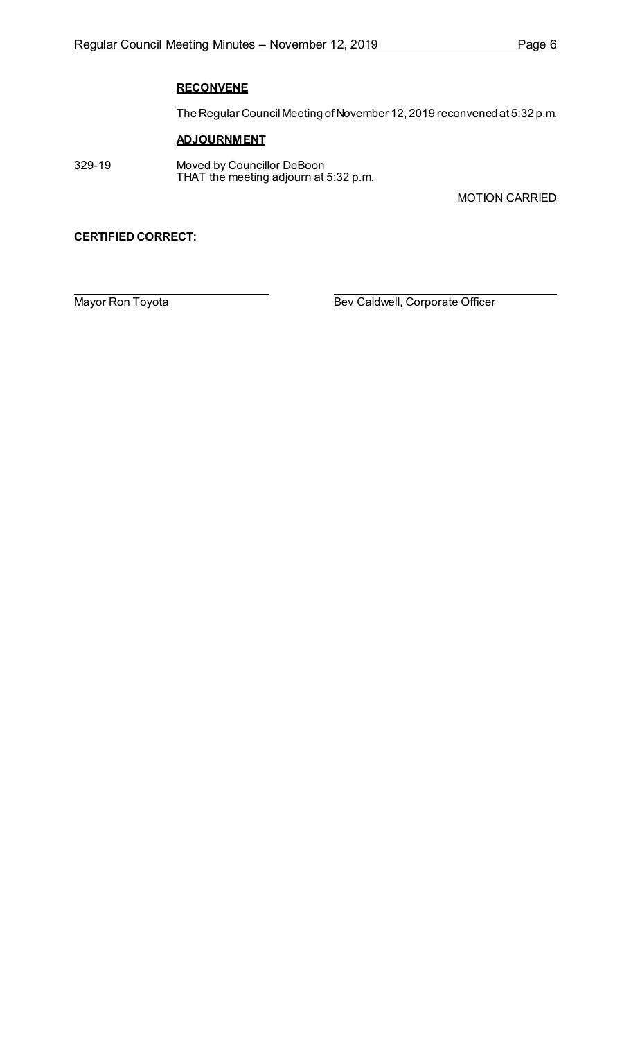**RECONVENE**

The Regular Council Meeting of November 12, 2019 reconvened at 5:32 p.m.

**ADJOURNMENT**

329-19 Moved by Councillor DeBoon
THAT the meeting adjourn at 5:32 p.m.

MOTION CARRIED

**CERTIFIED CORRECT:**

Mayor Ron Toyota

Bev Caldwell, Corporate Officer